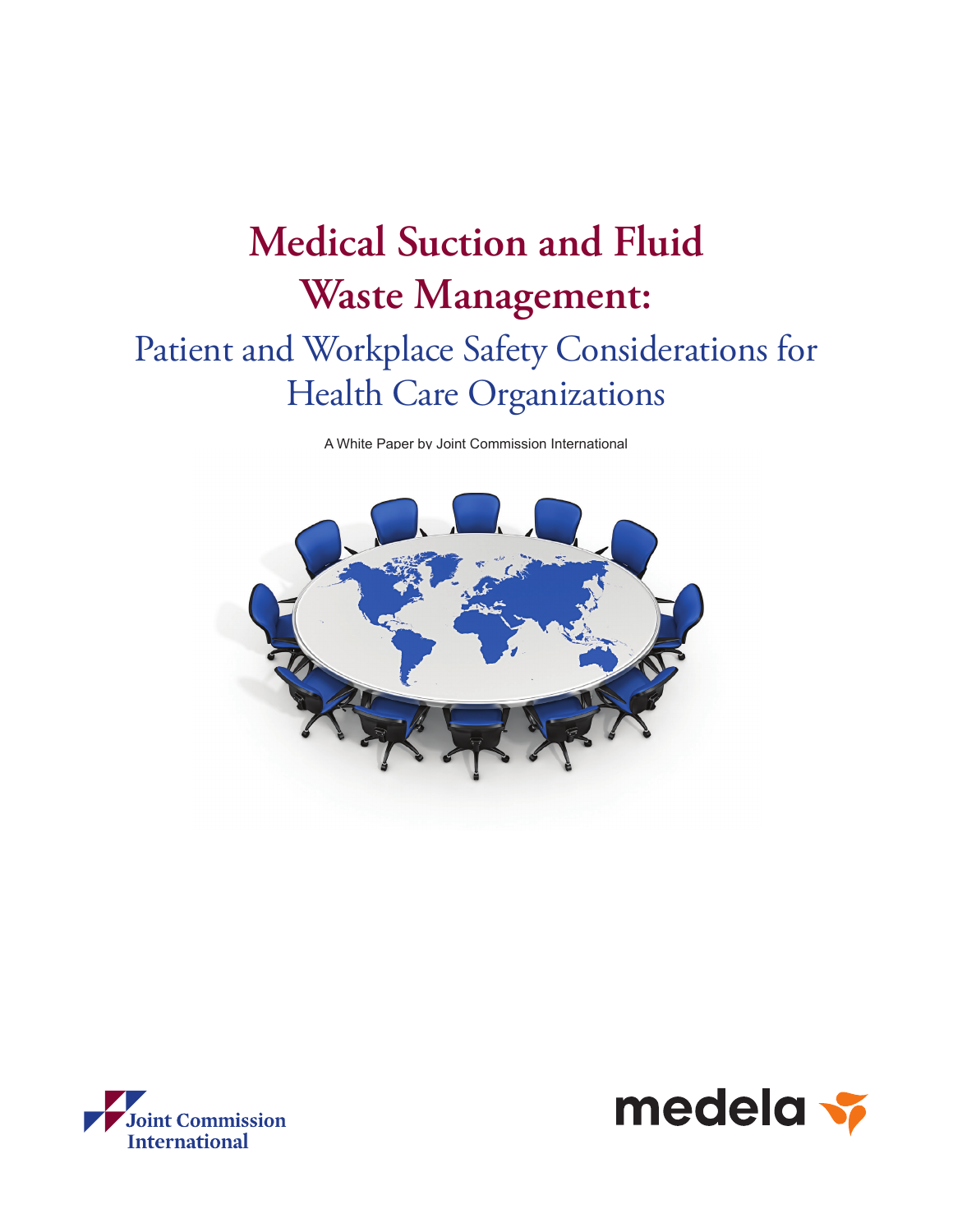# Medical Suction and Fluid Waste Management:

## Patient and Workplace Safety Considerations for Health Care Organizations

A White Paper by Joint Commission International

Joint Commission International

medela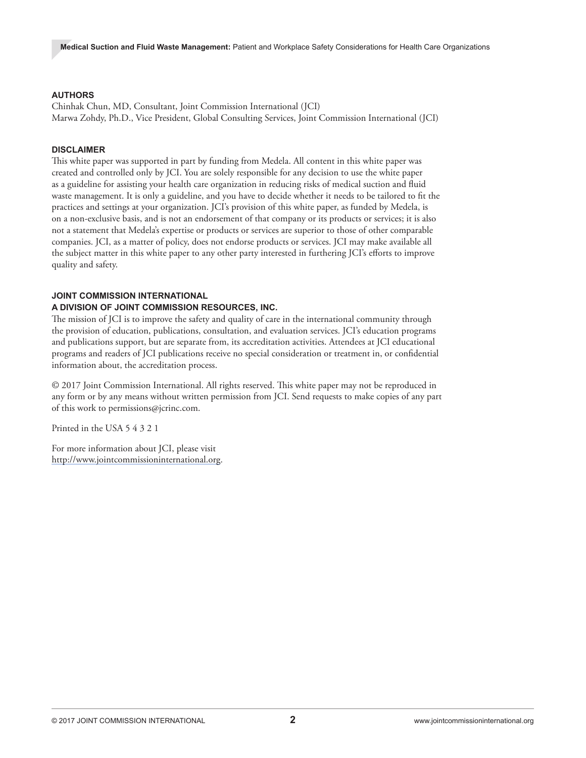## AUTHORS

Chinhak Chun, MD, Consultant, Joint Commission International (JCI)
Marwa Zohdy, Ph.D., Vice President, Global Consulting Services, Joint Commission International (JCI)

## DISCLAIMER

This white paper was supported in part by funding from Medela. All content in this white paper was created and controlled only by JCI. You are solely responsible for any decision to use the white paper as a guideline for assisting your health care organization in reducing risks of medical suction and fluid waste management. It is only a guideline, and you have to decide whether it needs to be tailored to fit the practices and settings at your organization. JCI's provision of this white paper, as funded by Medela, is on a non-exclusive basis, and is not an endorsement of that company or its products or services; it is also not a statement that Medela's expertise or products or services are superior to those of other comparable companies. JCI, as a matter of policy, does not endorse products or services. JCI may make available all the subject matter in this white paper to any other party interested in furthering JCI's efforts to improve quality and safety.

## JOINT COMMISSION INTERNATIONAL
## A DIVISION OF JOINT COMMISSION RESOURCES, INC.

The mission of JCI is to improve the safety and quality of care in the international community through the provision of education, publications, consultation, and evaluation services. JCI's education programs and publications support, but are separate from, its accreditation activities. Attendees at JCI educational programs and readers of JCI publications receive no special consideration or treatment in, or confidential information about, the accreditation process.

© 2017 Joint Commission International. All rights reserved. This white paper may not be reproduced in any form or by any means without written permission from JCI. Send requests to make copies of any part of this work to permissions@jcrinc.com.

Printed in the USA 5 4 3 2 1

For more information about JCI, please visit http://www.jointcommissioninternational.org.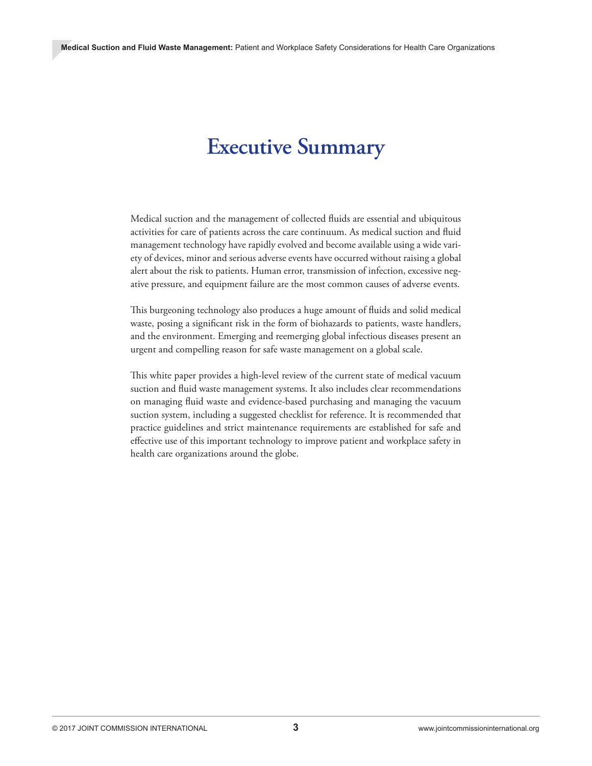# Executive Summary

Medical suction and the management of collected fluids are essential and ubiquitous activities for care of patients across the care continuum. As medical suction and fluid management technology have rapidly evolved and become available using a wide variety of devices, minor and serious adverse events have occurred without raising a global alert about the risk to patients. Human error, transmission of infection, excessive negative pressure, and equipment failure are the most common causes of adverse events.

This burgeoning technology also produces a huge amount of fluids and solid medical waste, posing a significant risk in the form of biohazards to patients, waste handlers, and the environment. Emerging and reemerging global infectious diseases present an urgent and compelling reason for safe waste management on a global scale.

This white paper provides a high-level review of the current state of medical vacuum suction and fluid waste management systems. It also includes clear recommendations on managing fluid waste and evidence-based purchasing and managing the vacuum suction system, including a suggested checklist for reference. It is recommended that practice guidelines and strict maintenance requirements are established for safe and effective use of this important technology to improve patient and workplace safety in health care organizations around the globe.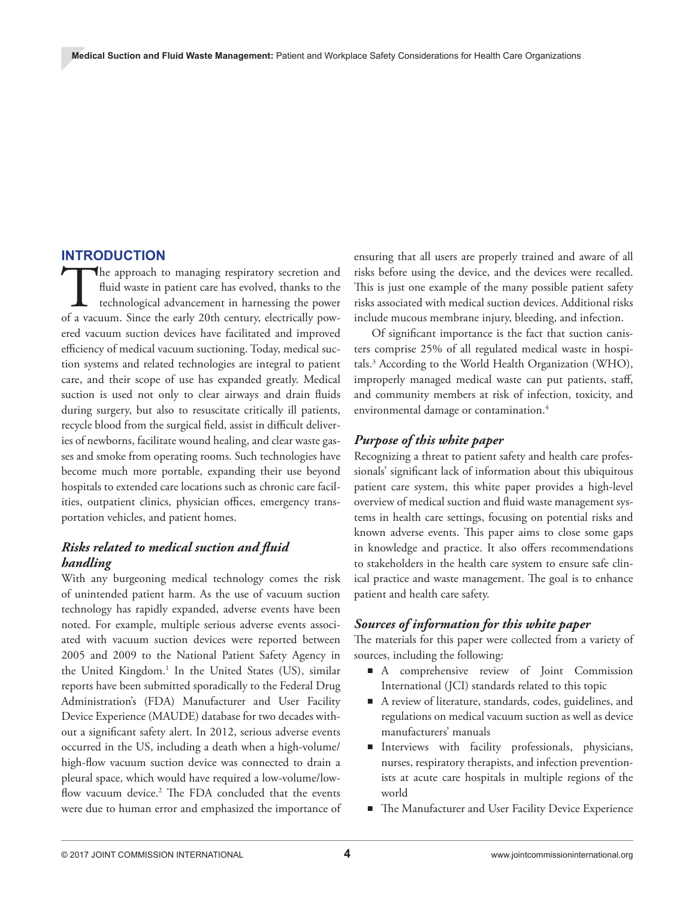## INTRODUCTION

The approach to managing respiratory secretion and fluid waste in patient care has evolved, thanks to the technological advancement in harnessing the power of a vacuum. Since the early 20th century, electrically powered vacuum suction devices have facilitated and improved efficiency of medical vacuum suctioning. Today, medical suction systems and related technologies are integral to patient care, and their scope of use has expanded greatly. Medical suction is used not only to clear airways and drain fluids during surgery, but also to resuscitate critically ill patients, recycle blood from the surgical field, assist in difficult deliveries of newborns, facilitate wound healing, and clear waste gasses and smoke from operating rooms. Such technologies have become much more portable, expanding their use beyond hospitals to extended care locations such as chronic care facilities, outpatient clinics, physician offices, emergency transportation vehicles, and patient homes.

### *Risks related to medical suction and fluid handling*

With any burgeoning medical technology comes the risk of unintended patient harm. As the use of vacuum suction technology has rapidly expanded, adverse events have been noted. For example, multiple serious adverse events associated with vacuum suction devices were reported between 2005 and 2009 to the National Patient Safety Agency in the United Kingdom.[1] In the United States (US), similar reports have been submitted sporadically to the Federal Drug Administration's (FDA) Manufacturer and User Facility Device Experience (MAUDE) database for two decades without a significant safety alert. In 2012, serious adverse events occurred in the US, including a death when a high-volume/high-flow vacuum suction device was connected to drain a pleural space, which would have required a low-volume/low-flow vacuum device.[2] The FDA concluded that the events were due to human error and emphasized the importance of ensuring that all users are properly trained and aware of all risks before using the device, and the devices were recalled. This is just one example of the many possible patient safety risks associated with medical suction devices. Additional risks include mucous membrane injury, bleeding, and infection.

Of significant importance is the fact that suction canisters comprise 25% of all regulated medical waste in hospitals.[3] According to the World Health Organization (WHO), improperly managed medical waste can put patients, staff, and community members at risk of infection, toxicity, and environmental damage or contamination.[4]

### *Purpose of this white paper*

Recognizing a threat to patient safety and health care professionals' significant lack of information about this ubiquitous patient care system, this white paper provides a high-level overview of medical suction and fluid waste management systems in health care settings, focusing on potential risks and known adverse events. This paper aims to close some gaps in knowledge and practice. It also offers recommendations to stakeholders in the health care system to ensure safe clinical practice and waste management. The goal is to enhance patient and health care safety.

### *Sources of information for this white paper*

The materials for this paper were collected from a variety of sources, including the following:

- A comprehensive review of Joint Commission International (JCI) standards related to this topic
- A review of literature, standards, codes, guidelines, and regulations on medical vacuum suction as well as device manufacturers' manuals
- Interviews with facility professionals, physicians, nurses, respiratory therapists, and infection preventionists at acute care hospitals in multiple regions of the world
- The Manufacturer and User Facility Device Experience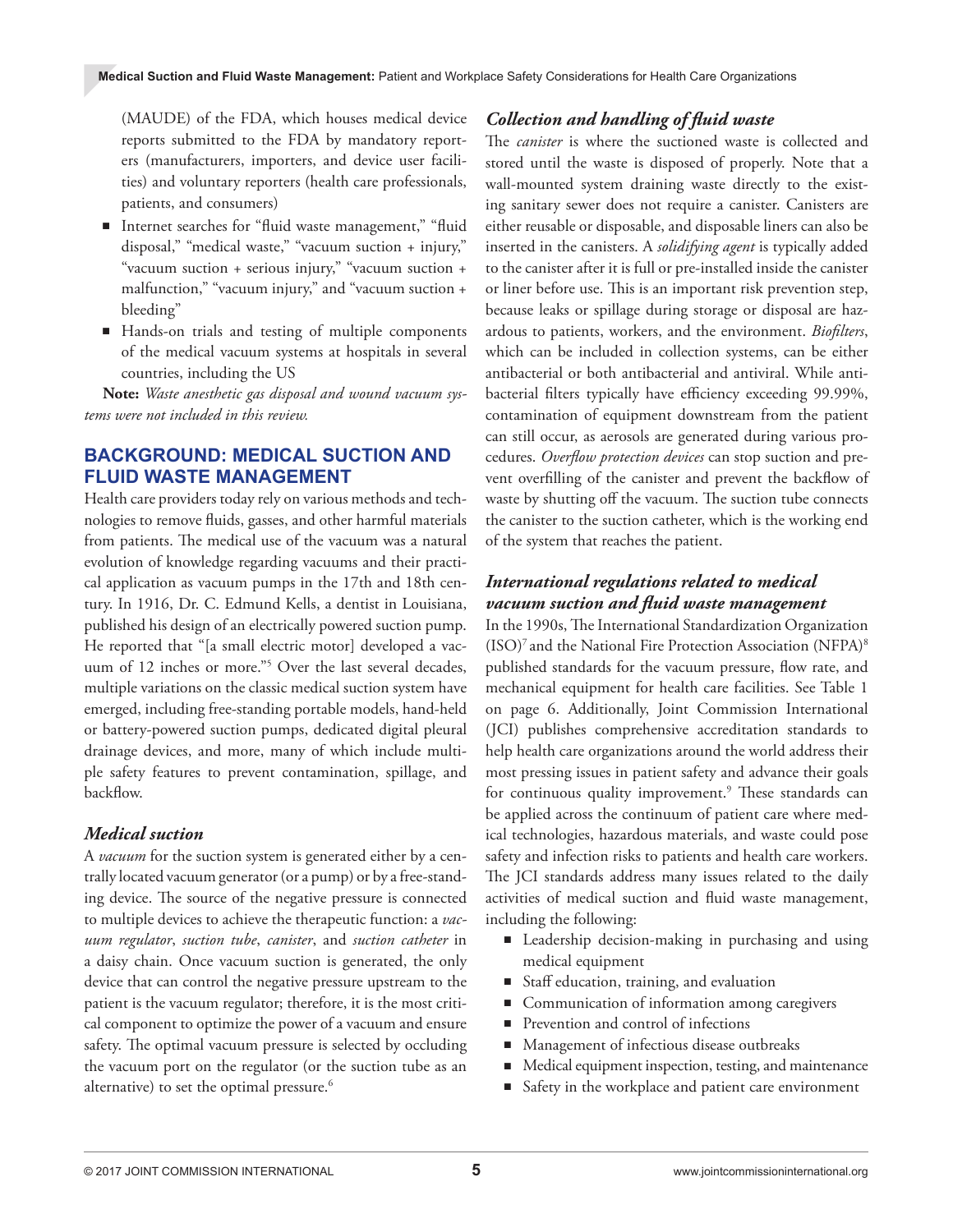(MAUDE) of the FDA, which houses medical device reports submitted to the FDA by mandatory reporters (manufacturers, importers, and device user facilities) and voluntary reporters (health care professionals, patients, and consumers)

- Internet searches for "fluid waste management," "fluid disposal," "medical waste," "vacuum suction + injury," "vacuum suction + serious injury," "vacuum suction + malfunction," "vacuum injury," and "vacuum suction + bleeding"
- Hands-on trials and testing of multiple components of the medical vacuum systems at hospitals in several countries, including the US

**Note:** *Waste anesthetic gas disposal and wound vacuum systems were not included in this review.*

## BACKGROUND: MEDICAL SUCTION AND FLUID WASTE MANAGEMENT

Health care providers today rely on various methods and technologies to remove fluids, gasses, and other harmful materials from patients. The medical use of the vacuum was a natural evolution of knowledge regarding vacuums and their practical application as vacuum pumps in the 17th and 18th century. In 1916, Dr. C. Edmund Kells, a dentist in Louisiana, published his design of an electrically powered suction pump. He reported that "[a small electric motor] developed a vacuum of 12 inches or more."[5] Over the last several decades, multiple variations on the classic medical suction system have emerged, including free-standing portable models, hand-held or battery-powered suction pumps, dedicated digital pleural drainage devices, and more, many of which include multiple safety features to prevent contamination, spillage, and backflow.

### *Medical suction*

A *vacuum* for the suction system is generated either by a centrally located vacuum generator (or a pump) or by a free-standing device. The source of the negative pressure is connected to multiple devices to achieve the therapeutic function: a *vacuum regulator*, *suction tube*, *canister*, and *suction catheter* in a daisy chain. Once vacuum suction is generated, the only device that can control the negative pressure upstream to the patient is the vacuum regulator; therefore, it is the most critical component to optimize the power of a vacuum and ensure safety. The optimal vacuum pressure is selected by occluding the vacuum port on the regulator (or the suction tube as an alternative) to set the optimal pressure.[6]

### *Collection and handling of fluid waste*

The *canister* is where the suctioned waste is collected and stored until the waste is disposed of properly. Note that a wall-mounted system draining waste directly to the existing sanitary sewer does not require a canister. Canisters are either reusable or disposable, and disposable liners can also be inserted in the canisters. A *solidifying agent* is typically added to the canister after it is full or pre-installed inside the canister or liner before use. This is an important risk prevention step, because leaks or spillage during storage or disposal are hazardous to patients, workers, and the environment. *Biofilters*, which can be included in collection systems, can be either antibacterial or both antibacterial and antiviral. While antibacterial filters typically have efficiency exceeding 99.99%, contamination of equipment downstream from the patient can still occur, as aerosols are generated during various procedures. *Overflow protection devices* can stop suction and prevent overfilling of the canister and prevent the backflow of waste by shutting off the vacuum. The suction tube connects the canister to the suction catheter, which is the working end of the system that reaches the patient.

### *International regulations related to medical vacuum suction and fluid waste management*

In the 1990s, The International Standardization Organization (ISO)[7] and the National Fire Protection Association (NFPA)[8] published standards for the vacuum pressure, flow rate, and mechanical equipment for health care facilities. See Table 1 on page 6. Additionally, Joint Commission International (JCI) publishes comprehensive accreditation standards to help health care organizations around the world address their most pressing issues in patient safety and advance their goals for continuous quality improvement.[9] These standards can be applied across the continuum of patient care where medical technologies, hazardous materials, and waste could pose safety and infection risks to patients and health care workers. The JCI standards address many issues related to the daily activities of medical suction and fluid waste management, including the following:

- Leadership decision-making in purchasing and using medical equipment
- Staff education, training, and evaluation
- Communication of information among caregivers
- Prevention and control of infections
- Management of infectious disease outbreaks
- Medical equipment inspection, testing, and maintenance
- Safety in the workplace and patient care environment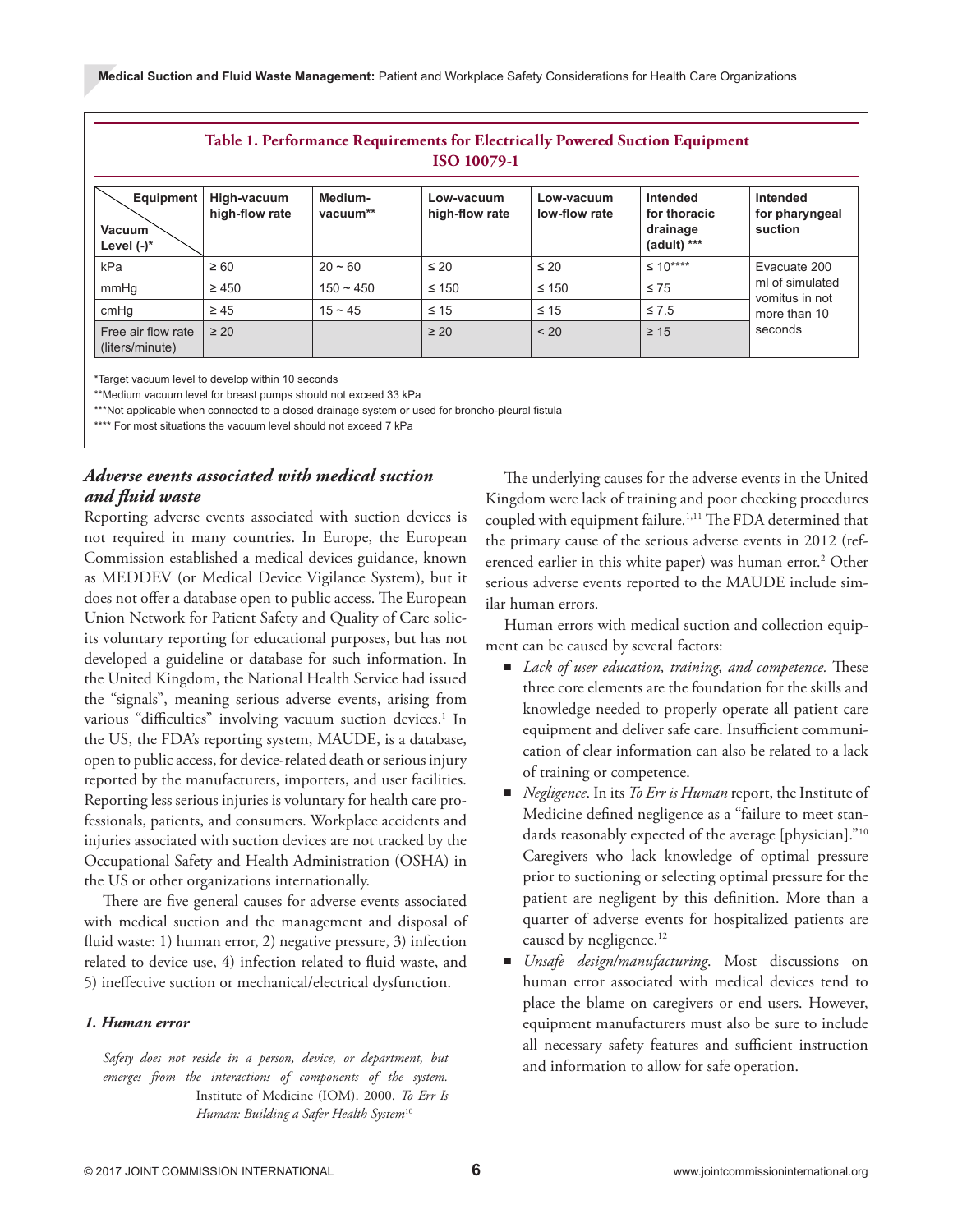**Table 1. Performance Requirements for Electrically Powered Suction Equipment ISO 10079-1**

| Equipment / Vacuum Level (-)* | High-vacuum high-flow rate | Medium-vacuum** | Low-vacuum high-flow rate | Low-vacuum low-flow rate | Intended for thoracic drainage (adult) *** | Intended for pharyngeal suction |
|---|---|---|---|---|---|---|
| kPa | ≥ 60 | 20 ~ 60 | ≤ 20 | ≤ 20 | ≤ 10**** | Evacuate 200 ml of simulated vomitus in not more than 10 seconds |
| mmHg | ≥ 450 | 150 ~ 450 | ≤ 150 | ≤ 150 | ≤ 75 | |
| cmHg | ≥ 45 | 15 ~ 45 | ≤ 15 | ≤ 15 | ≤ 7.5 | |
| Free air flow rate (liters/minute) | ≥ 20 | | ≥ 20 | < 20 | ≥ 15 | |

*Target vacuum level to develop within 10 seconds

**Medium vacuum level for breast pumps should not exceed 33 kPa

***Not applicable when connected to a closed drainage system or used for broncho-pleural fistula

**** For most situations the vacuum level should not exceed 7 kPa

## *Adverse events associated with medical suction and fluid waste*

Reporting adverse events associated with suction devices is not required in many countries. In Europe, the European Commission established a medical devices guidance, known as MEDDEV (or Medical Device Vigilance System), but it does not offer a database open to public access. The European Union Network for Patient Safety and Quality of Care solicits voluntary reporting for educational purposes, but has not developed a guideline or database for such information. In the United Kingdom, the National Health Service had issued the "signals", meaning serious adverse events, arising from various "difficulties" involving vacuum suction devices.[1] In the US, the FDA's reporting system, MAUDE, is a database, open to public access, for device-related death or serious injury reported by the manufacturers, importers, and user facilities. Reporting less serious injuries is voluntary for health care professionals, patients, and consumers. Workplace accidents and injuries associated with suction devices are not tracked by the Occupational Safety and Health Administration (OSHA) in the US or other organizations internationally.

There are five general causes for adverse events associated with medical suction and the management and disposal of fluid waste: 1) human error, 2) negative pressure, 3) infection related to device use, 4) infection related to fluid waste, and 5) ineffective suction or mechanical/electrical dysfunction.

### *1. Human error*

*Safety does not reside in a person, device, or department, but emerges from the interactions of components of the system.*
Institute of Medicine (IOM). 2000. *To Err Is Human: Building a Safer Health System*[10]

The underlying causes for the adverse events in the United Kingdom were lack of training and poor checking procedures coupled with equipment failure.[1,11] The FDA determined that the primary cause of the serious adverse events in 2012 (referenced earlier in this white paper) was human error.[2] Other serious adverse events reported to the MAUDE include similar human errors.

Human errors with medical suction and collection equipment can be caused by several factors:

- *Lack of user education, training, and competence.* These three core elements are the foundation for the skills and knowledge needed to properly operate all patient care equipment and deliver safe care. Insufficient communication of clear information can also be related to a lack of training or competence.
- *Negligence*. In its *To Err is Human* report, the Institute of Medicine defined negligence as a "failure to meet standards reasonably expected of the average [physician]."[10] Caregivers who lack knowledge of optimal pressure prior to suctioning or selecting optimal pressure for the patient are negligent by this definition. More than a quarter of adverse events for hospitalized patients are caused by negligence.[12]
- *Unsafe design/manufacturing*. Most discussions on human error associated with medical devices tend to place the blame on caregivers or end users. However, equipment manufacturers must also be sure to include all necessary safety features and sufficient instruction and information to allow for safe operation.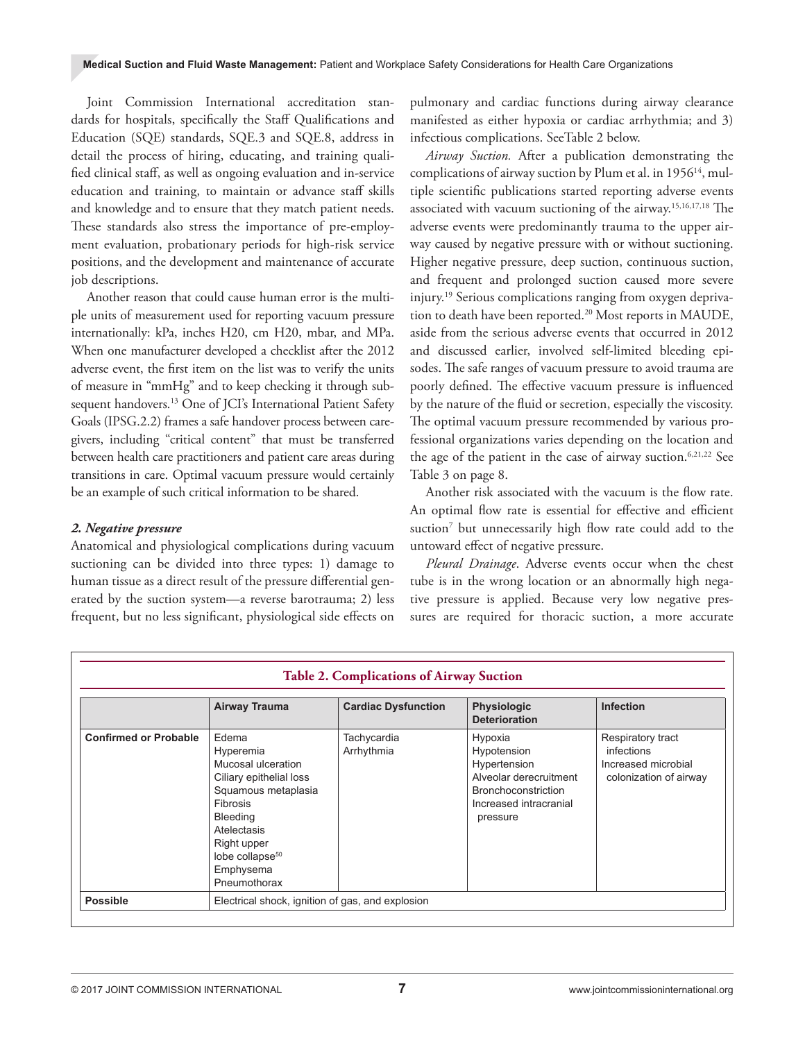Joint Commission International accreditation standards for hospitals, specifically the Staff Qualifications and Education (SQE) standards, SQE.3 and SQE.8, address in detail the process of hiring, educating, and training qualified clinical staff, as well as ongoing evaluation and in-service education and training, to maintain or advance staff skills and knowledge and to ensure that they match patient needs. These standards also stress the importance of pre-employment evaluation, probationary periods for high-risk service positions, and the development and maintenance of accurate job descriptions.

Another reason that could cause human error is the multiple units of measurement used for reporting vacuum pressure internationally: kPa, inches H20, cm H20, mbar, and MPa. When one manufacturer developed a checklist after the 2012 adverse event, the first item on the list was to verify the units of measure in "mmHg" and to keep checking it through subsequent handovers.[13] One of JCI's International Patient Safety Goals (IPSG.2.2) frames a safe handover process between caregivers, including "critical content" that must be transferred between health care practitioners and patient care areas during transitions in care. Optimal vacuum pressure would certainly be an example of such critical information to be shared.

### *2. Negative pressure*

Anatomical and physiological complications during vacuum suctioning can be divided into three types: 1) damage to human tissue as a direct result of the pressure differential generated by the suction system—a reverse barotrauma; 2) less frequent, but no less significant, physiological side effects on pulmonary and cardiac functions during airway clearance manifested as either hypoxia or cardiac arrhythmia; and 3) infectious complications. SeeTable 2 below.

*Airway Suction.* After a publication demonstrating the complications of airway suction by Plum et al. in 1956[14], multiple scientific publications started reporting adverse events associated with vacuum suctioning of the airway.[15,16,17,18] The adverse events were predominantly trauma to the upper airway caused by negative pressure with or without suctioning. Higher negative pressure, deep suction, continuous suction, and frequent and prolonged suction caused more severe injury.[19] Serious complications ranging from oxygen deprivation to death have been reported.[20] Most reports in MAUDE, aside from the serious adverse events that occurred in 2012 and discussed earlier, involved self-limited bleeding episodes. The safe ranges of vacuum pressure to avoid trauma are poorly defined. The effective vacuum pressure is influenced by the nature of the fluid or secretion, especially the viscosity. The optimal vacuum pressure recommended by various professional organizations varies depending on the location and the age of the patient in the case of airway suction.[6,21,22] See Table 3 on page 8.

Another risk associated with the vacuum is the flow rate. An optimal flow rate is essential for effective and efficient suction[7] but unnecessarily high flow rate could add to the untoward effect of negative pressure.

*Pleural Drainage*. Adverse events occur when the chest tube is in the wrong location or an abnormally high negative pressure is applied. Because very low negative pressures are required for thoracic suction, a more accurate

**Table 2. Complications of Airway Suction**

| | Airway Trauma | Cardiac Dysfunction | Physiologic Deterioration | Infection |
|---|---|---|---|---|
| **Confirmed or Probable** | Edema<br>Hyperemia<br>Mucosal ulceration<br>Ciliary epithelial loss<br>Squamous metaplasia<br>Fibrosis<br>Bleeding<br>Atelectasis<br>Right upper lobe collapse[50]<br>Emphysema<br>Pneumothorax | Tachycardia<br>Arrhythmia | Hypoxia<br>Hypotension<br>Hypertension<br>Alveolar derecruitment<br>Bronchoconstriction<br>Increased intracranial pressure | Respiratory tract infections<br>Increased microbial colonization of airway |
| **Possible** | Electrical shock, ignition of gas, and explosion | | | |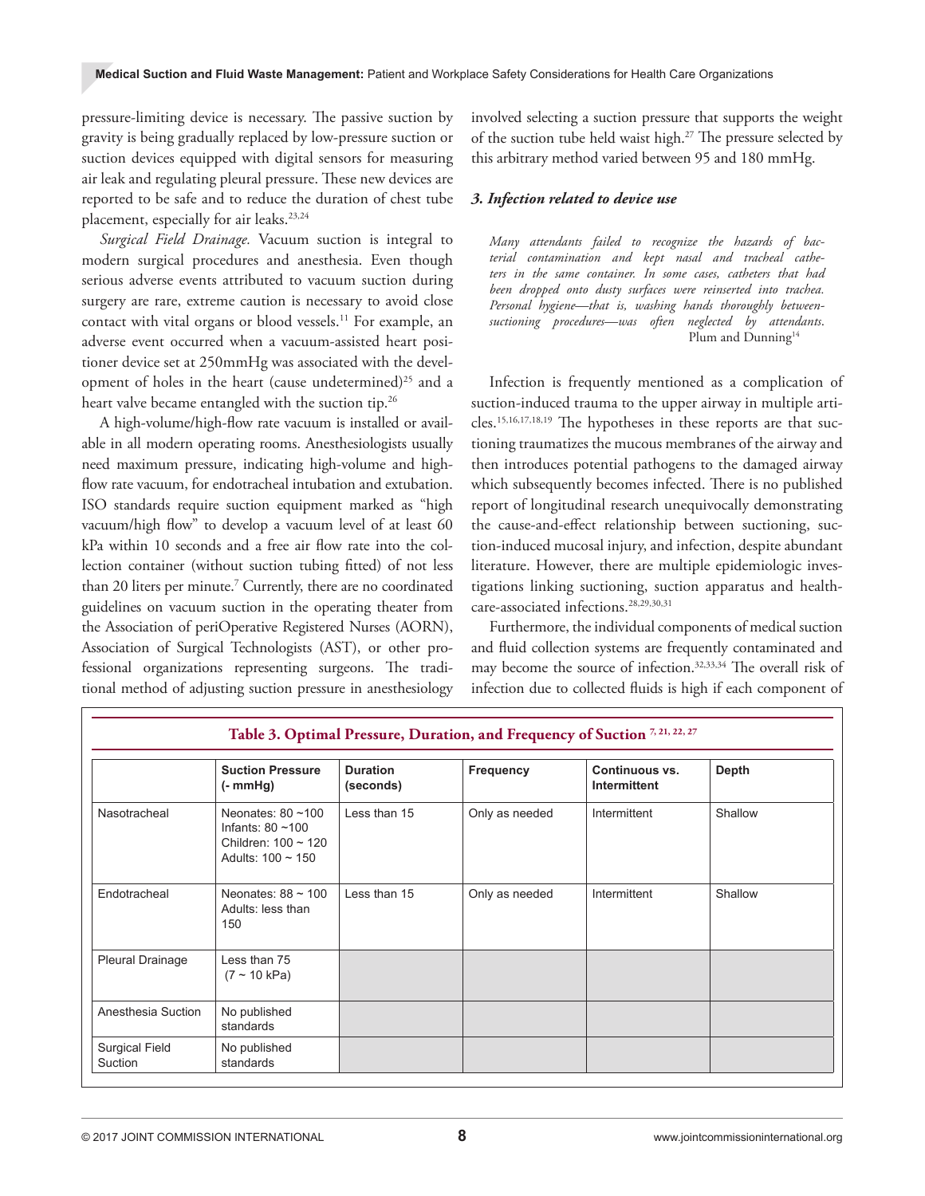pressure-limiting device is necessary. The passive suction by gravity is being gradually replaced by low-pressure suction or suction devices equipped with digital sensors for measuring air leak and regulating pleural pressure. These new devices are reported to be safe and to reduce the duration of chest tube placement, especially for air leaks.[23,24]

*Surgical Field Drainage.* Vacuum suction is integral to modern surgical procedures and anesthesia. Even though serious adverse events attributed to vacuum suction during surgery are rare, extreme caution is necessary to avoid close contact with vital organs or blood vessels.[11] For example, an adverse event occurred when a vacuum-assisted heart positioner device set at 250mmHg was associated with the development of holes in the heart (cause undetermined)[25] and a heart valve became entangled with the suction tip.[26]

A high-volume/high-flow rate vacuum is installed or available in all modern operating rooms. Anesthesiologists usually need maximum pressure, indicating high-volume and high-flow rate vacuum, for endotracheal intubation and extubation. ISO standards require suction equipment marked as "high vacuum/high flow" to develop a vacuum level of at least 60 kPa within 10 seconds and a free air flow rate into the collection container (without suction tubing fitted) of not less than 20 liters per minute.[7] Currently, there are no coordinated guidelines on vacuum suction in the operating theater from the Association of periOperative Registered Nurses (AORN), Association of Surgical Technologists (AST), or other professional organizations representing surgeons. The traditional method of adjusting suction pressure in anesthesiology involved selecting a suction pressure that supports the weight of the suction tube held waist high.[27] The pressure selected by this arbitrary method varied between 95 and 180 mmHg.

### *3. Infection related to device use*

> *Many attendants failed to recognize the hazards of bacterial contamination and kept nasal and tracheal catheters in the same container. In some cases, catheters that had been dropped onto dusty surfaces were reinserted into trachea. Personal hygiene—that is, washing hands thoroughly between-suctioning procedures—was often neglected by attendants.*
>
> Plum and Dunning[14]

Infection is frequently mentioned as a complication of suction-induced trauma to the upper airway in multiple articles.[15,16,17,18,19] The hypotheses in these reports are that suctioning traumatizes the mucous membranes of the airway and then introduces potential pathogens to the damaged airway which subsequently becomes infected. There is no published report of longitudinal research unequivocally demonstrating the cause-and-effect relationship between suctioning, suction-induced mucosal injury, and infection, despite abundant literature. However, there are multiple epidemiologic investigations linking suctioning, suction apparatus and health-care-associated infections.[28,29,30,31]

Furthermore, the individual components of medical suction and fluid collection systems are frequently contaminated and may become the source of infection.[32,33,34] The overall risk of infection due to collected fluids is high if each component of

**Table 3. Optimal Pressure, Duration, and Frequency of Suction [7, 21, 22, 27]**

| | Suction Pressure (- mmHg) | Duration (seconds) | Frequency | Continuous vs. Intermittent | Depth |
|---|---|---|---|---|---|
| Nasotracheal | Neonates: 80 ~100<br>Infants: 80 ~100<br>Children: 100 ~ 120<br>Adults: 100 ~ 150 | Less than 15 | Only as needed | Intermittent | Shallow |
| Endotracheal | Neonates: 88 ~ 100<br>Adults: less than 150 | Less than 15 | Only as needed | Intermittent | Shallow |
| Pleural Drainage | Less than 75 (7 ~ 10 kPa) | | | | |
| Anesthesia Suction | No published standards | | | | |
| Surgical Field Suction | No published standards | | | | |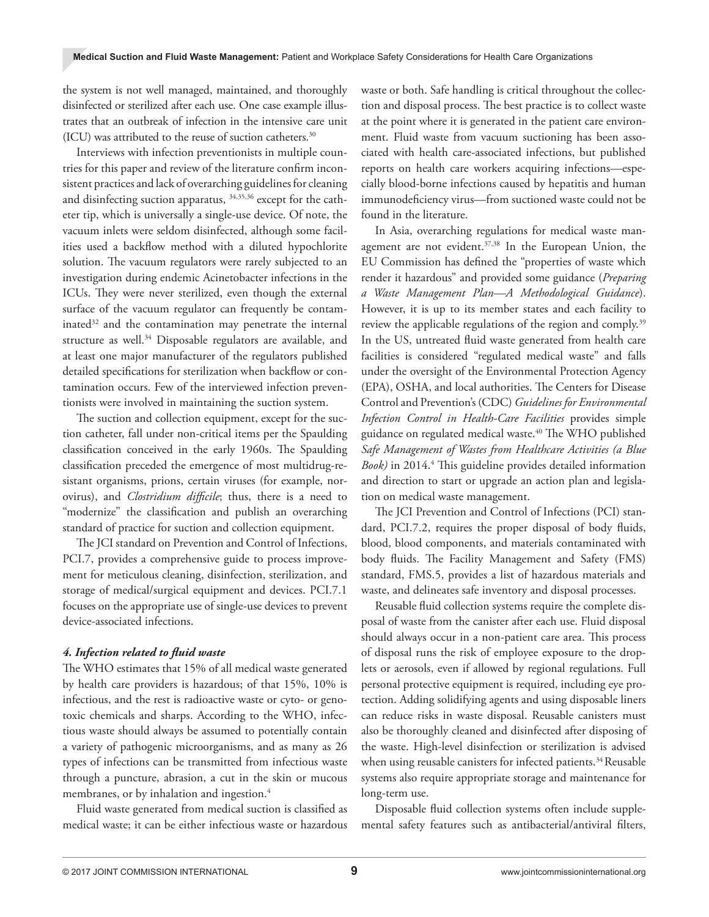the system is not well managed, maintained, and thoroughly disinfected or sterilized after each use. One case example illustrates that an outbreak of infection in the intensive care unit (ICU) was attributed to the reuse of suction catheters.[30]

Interviews with infection preventionists in multiple countries for this paper and review of the literature confirm inconsistent practices and lack of overarching guidelines for cleaning and disinfecting suction apparatus, [34,35,36] except for the catheter tip, which is universally a single-use device. Of note, the vacuum inlets were seldom disinfected, although some facilities used a backflow method with a diluted hypochlorite solution. The vacuum regulators were rarely subjected to an investigation during endemic Acinetobacter infections in the ICUs. They were never sterilized, even though the external surface of the vacuum regulator can frequently be contaminated[32] and the contamination may penetrate the internal structure as well.[34] Disposable regulators are available, and at least one major manufacturer of the regulators published detailed specifications for sterilization when backflow or contamination occurs. Few of the interviewed infection preventionists were involved in maintaining the suction system.

The suction and collection equipment, except for the suction catheter, fall under non-critical items per the Spaulding classification conceived in the early 1960s. The Spaulding classification preceded the emergence of most multidrug-resistant organisms, prions, certain viruses (for example, norovirus), and *Clostridium difficile*; thus, there is a need to "modernize" the classification and publish an overarching standard of practice for suction and collection equipment.

The JCI standard on Prevention and Control of Infections, PCI.7, provides a comprehensive guide to process improvement for meticulous cleaning, disinfection, sterilization, and storage of medical/surgical equipment and devices. PCI.7.1 focuses on the appropriate use of single-use devices to prevent device-associated infections.

#### *4. Infection related to fluid waste*

The WHO estimates that 15% of all medical waste generated by health care providers is hazardous; of that 15%, 10% is infectious, and the rest is radioactive waste or cyto- or genotoxic chemicals and sharps. According to the WHO, infectious waste should always be assumed to potentially contain a variety of pathogenic microorganisms, and as many as 26 types of infections can be transmitted from infectious waste through a puncture, abrasion, a cut in the skin or mucous membranes, or by inhalation and ingestion.[4]

Fluid waste generated from medical suction is classified as medical waste; it can be either infectious waste or hazardous waste or both. Safe handling is critical throughout the collection and disposal process. The best practice is to collect waste at the point where it is generated in the patient care environment. Fluid waste from vacuum suctioning has been associated with health care-associated infections, but published reports on health care workers acquiring infections—especially blood-borne infections caused by hepatitis and human immunodeficiency virus—from suctioned waste could not be found in the literature.

In Asia, overarching regulations for medical waste management are not evident.[37,38] In the European Union, the EU Commission has defined the "properties of waste which render it hazardous" and provided some guidance (*Preparing a Waste Management Plan—A Methodological Guidance*). However, it is up to its member states and each facility to review the applicable regulations of the region and comply.[39] In the US, untreated fluid waste generated from health care facilities is considered "regulated medical waste" and falls under the oversight of the Environmental Protection Agency (EPA), OSHA, and local authorities. The Centers for Disease Control and Prevention's (CDC) *Guidelines for Environmental Infection Control in Health-Care Facilities* provides simple guidance on regulated medical waste.[40] The WHO published *Safe Management of Wastes from Healthcare Activities (a Blue Book)* in 2014.[4] This guideline provides detailed information and direction to start or upgrade an action plan and legislation on medical waste management.

The JCI Prevention and Control of Infections (PCI) standard, PCI.7.2, requires the proper disposal of body fluids, blood, blood components, and materials contaminated with body fluids. The Facility Management and Safety (FMS) standard, FMS.5, provides a list of hazardous materials and waste, and delineates safe inventory and disposal processes.

Reusable fluid collection systems require the complete disposal of waste from the canister after each use. Fluid disposal should always occur in a non-patient care area. This process of disposal runs the risk of employee exposure to the droplets or aerosols, even if allowed by regional regulations. Full personal protective equipment is required, including eye protection. Adding solidifying agents and using disposable liners can reduce risks in waste disposal. Reusable canisters must also be thoroughly cleaned and disinfected after disposing of the waste. High-level disinfection or sterilization is advised when using reusable canisters for infected patients.[34] Reusable systems also require appropriate storage and maintenance for long-term use.

Disposable fluid collection systems often include supplemental safety features such as antibacterial/antiviral filters,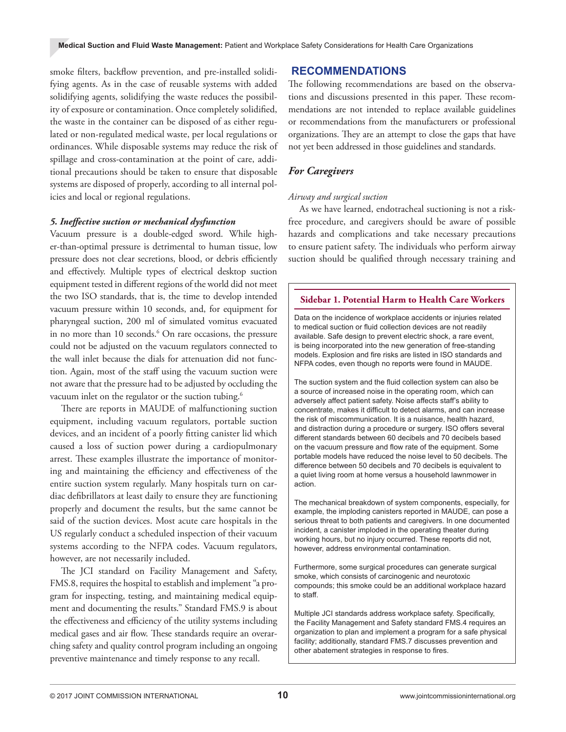smoke filters, backflow prevention, and pre-installed solidifying agents. As in the case of reusable systems with added solidifying agents, solidifying the waste reduces the possibility of exposure or contamination. Once completely solidified, the waste in the container can be disposed of as either regulated or non-regulated medical waste, per local regulations or ordinances. While disposable systems may reduce the risk of spillage and cross-contamination at the point of care, additional precautions should be taken to ensure that disposable systems are disposed of properly, according to all internal policies and local or regional regulations.

#### *5. Ineffective suction or mechanical dysfunction*

Vacuum pressure is a double-edged sword. While higher-than-optimal pressure is detrimental to human tissue, low pressure does not clear secretions, blood, or debris efficiently and effectively. Multiple types of electrical desktop suction equipment tested in different regions of the world did not meet the two ISO standards, that is, the time to develop intended vacuum pressure within 10 seconds, and, for equipment for pharyngeal suction, 200 ml of simulated vomitus evacuated in no more than 10 seconds.[6] On rare occasions, the pressure could not be adjusted on the vacuum regulators connected to the wall inlet because the dials for attenuation did not function. Again, most of the staff using the vacuum suction were not aware that the pressure had to be adjusted by occluding the vacuum inlet on the regulator or the suction tubing.[6]

There are reports in MAUDE of malfunctioning suction equipment, including vacuum regulators, portable suction devices, and an incident of a poorly fitting canister lid which caused a loss of suction power during a cardiopulmonary arrest. These examples illustrate the importance of monitoring and maintaining the efficiency and effectiveness of the entire suction system regularly. Many hospitals turn on cardiac defibrillators at least daily to ensure they are functioning properly and document the results, but the same cannot be said of the suction devices. Most acute care hospitals in the US regularly conduct a scheduled inspection of their vacuum systems according to the NFPA codes. Vacuum regulators, however, are not necessarily included.

The JCI standard on Facility Management and Safety, FMS.8, requires the hospital to establish and implement "a program for inspecting, testing, and maintaining medical equipment and documenting the results." Standard FMS.9 is about the effectiveness and efficiency of the utility systems including medical gases and air flow. These standards require an overarching safety and quality control program including an ongoing preventive maintenance and timely response to any recall.

## RECOMMENDATIONS

The following recommendations are based on the observations and discussions presented in this paper. These recommendations are not intended to replace available guidelines or recommendations from the manufacturers or professional organizations. They are an attempt to close the gaps that have not yet been addressed in those guidelines and standards.

### *For Caregivers*

*Airway and surgical suction*

As we have learned, endotracheal suctioning is not a risk-free procedure, and caregivers should be aware of possible hazards and complications and take necessary precautions to ensure patient safety. The individuals who perform airway suction should be qualified through necessary training and

#### Sidebar 1. Potential Harm to Health Care Workers

Data on the incidence of workplace accidents or injuries related to medical suction or fluid collection devices are not readily available. Safe design to prevent electric shock, a rare event, is being incorporated into the new generation of free-standing models. Explosion and fire risks are listed in ISO standards and NFPA codes, even though no reports were found in MAUDE.

The suction system and the fluid collection system can also be a source of increased noise in the operating room, which can adversely affect patient safety. Noise affects staff's ability to concentrate, makes it difficult to detect alarms, and can increase the risk of miscommunication. It is a nuisance, health hazard, and distraction during a procedure or surgery. ISO offers several different standards between 60 decibels and 70 decibels based on the vacuum pressure and flow rate of the equipment. Some portable models have reduced the noise level to 50 decibels. The difference between 50 decibels and 70 decibels is equivalent to a quiet living room at home versus a household lawnmower in action.

The mechanical breakdown of system components, especially, for example, the imploding canisters reported in MAUDE, can pose a serious threat to both patients and caregivers. In one documented incident, a canister imploded in the operating theater during working hours, but no injury occurred. These reports did not, however, address environmental contamination.

Furthermore, some surgical procedures can generate surgical smoke, which consists of carcinogenic and neurotoxic compounds; this smoke could be an additional workplace hazard to staff.

Multiple JCI standards address workplace safety. Specifically, the Facility Management and Safety standard FMS.4 requires an organization to plan and implement a program for a safe physical facility; additionally, standard FMS.7 discusses prevention and other abatement strategies in response to fires.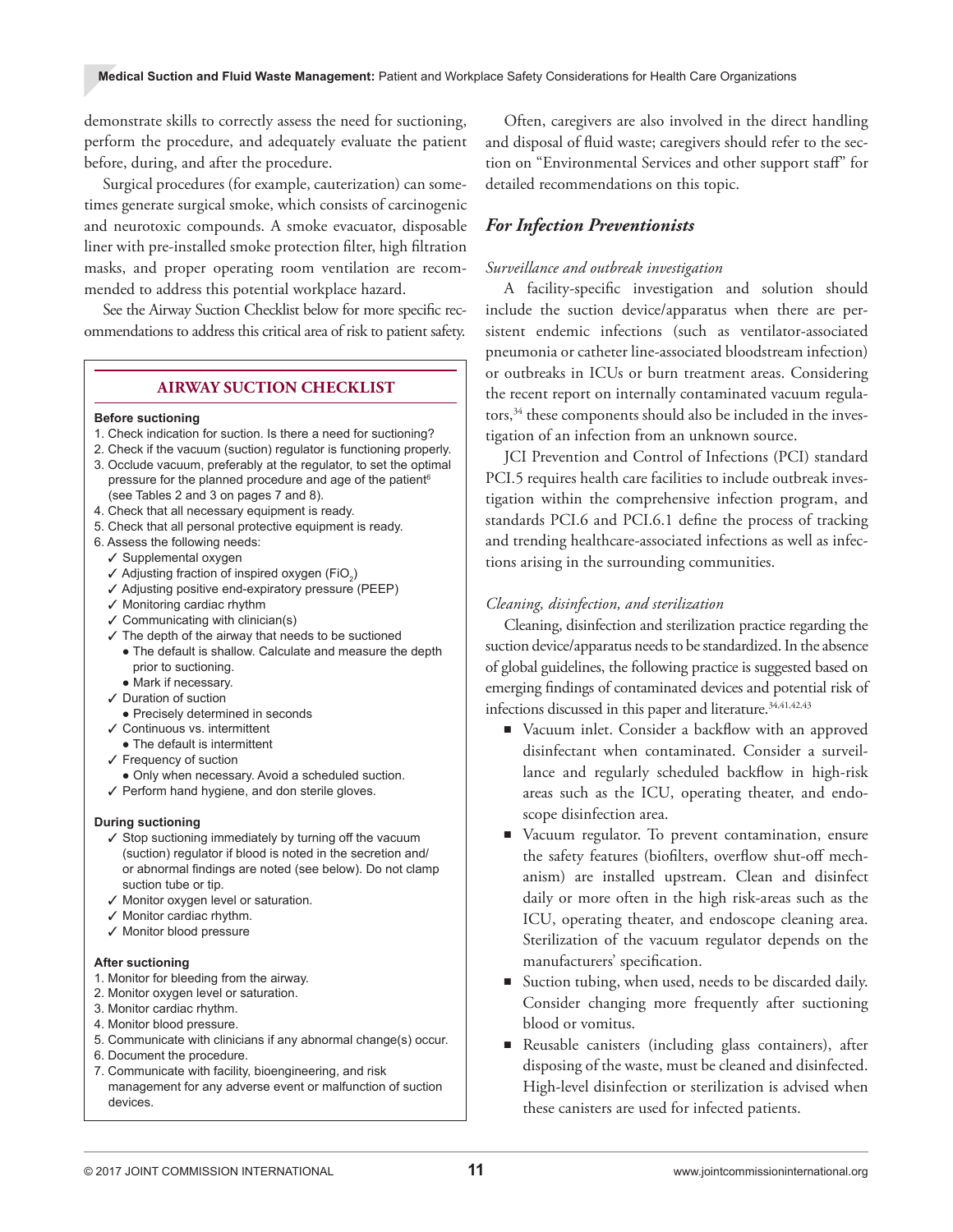demonstrate skills to correctly assess the need for suctioning, perform the procedure, and adequately evaluate the patient before, during, and after the procedure.

Surgical procedures (for example, cauterization) can sometimes generate surgical smoke, which consists of carcinogenic and neurotoxic compounds. A smoke evacuator, disposable liner with pre-installed smoke protection filter, high filtration masks, and proper operating room ventilation are recommended to address this potential workplace hazard.

See the Airway Suction Checklist below for more specific recommendations to address this critical area of risk to patient safety.

## AIRWAY SUCTION CHECKLIST

**Before suctioning**

1. Check indication for suction. Is there a need for suctioning?
2. Check if the vacuum (suction) regulator is functioning properly.
3. Occlude vacuum, preferably at the regulator, to set the optimal pressure for the planned procedure and age of the patient[6] (see Tables 2 and 3 on pages 7 and 8).
4. Check that all necessary equipment is ready.
5. Check that all personal protective equipment is ready.
6. Assess the following needs:
   - ✓ Supplemental oxygen
   - ✓ Adjusting fraction of inspired oxygen ($FiO_2$)
   - ✓ Adjusting positive end-expiratory pressure (PEEP)
   - ✓ Monitoring cardiac rhythm
   - ✓ Communicating with clinician(s)
   - ✓ The depth of the airway that needs to be suctioned
     - The default is shallow. Calculate and measure the depth prior to suctioning.
     - Mark if necessary.
   - ✓ Duration of suction
     - Precisely determined in seconds
   - ✓ Continuous vs. intermittent
     - The default is intermittent
   - ✓ Frequency of suction
     - Only when necessary. Avoid a scheduled suction.
   - ✓ Perform hand hygiene, and don sterile gloves.

**During suctioning**

- ✓ Stop suctioning immediately by turning off the vacuum (suction) regulator if blood is noted in the secretion and/or abnormal findings are noted (see below). Do not clamp suction tube or tip.
- ✓ Monitor oxygen level or saturation.
- ✓ Monitor cardiac rhythm.
- ✓ Monitor blood pressure

**After suctioning**

1. Monitor for bleeding from the airway.
2. Monitor oxygen level or saturation.
3. Monitor cardiac rhythm.
4. Monitor blood pressure.
5. Communicate with clinicians if any abnormal change(s) occur.
6. Document the procedure.
7. Communicate with facility, bioengineering, and risk management for any adverse event or malfunction of suction devices.

Often, caregivers are also involved in the direct handling and disposal of fluid waste; caregivers should refer to the section on "Environmental Services and other support staff" for detailed recommendations on this topic.

## *For Infection Preventionists*

*Surveillance and outbreak investigation*

A facility-specific investigation and solution should include the suction device/apparatus when there are persistent endemic infections (such as ventilator-associated pneumonia or catheter line-associated bloodstream infection) or outbreaks in ICUs or burn treatment areas. Considering the recent report on internally contaminated vacuum regulators,[34] these components should also be included in the investigation of an infection from an unknown source.

JCI Prevention and Control of Infections (PCI) standard PCI.5 requires health care facilities to include outbreak investigation within the comprehensive infection program, and standards PCI.6 and PCI.6.1 define the process of tracking and trending healthcare-associated infections as well as infections arising in the surrounding communities.

*Cleaning, disinfection, and sterilization*

Cleaning, disinfection and sterilization practice regarding the suction device/apparatus needs to be standardized. In the absence of global guidelines, the following practice is suggested based on emerging findings of contaminated devices and potential risk of infections discussed in this paper and literature.[34,41,42,43]

- Vacuum inlet. Consider a backflow with an approved disinfectant when contaminated. Consider a surveillance and regularly scheduled backflow in high-risk areas such as the ICU, operating theater, and endoscope disinfection area.
- Vacuum regulator. To prevent contamination, ensure the safety features (biofilters, overflow shut-off mechanism) are installed upstream. Clean and disinfect daily or more often in the high risk-areas such as the ICU, operating theater, and endoscope cleaning area. Sterilization of the vacuum regulator depends on the manufacturers' specification.
- Suction tubing, when used, needs to be discarded daily. Consider changing more frequently after suctioning blood or vomitus.
- Reusable canisters (including glass containers), after disposing of the waste, must be cleaned and disinfected. High-level disinfection or sterilization is advised when these canisters are used for infected patients.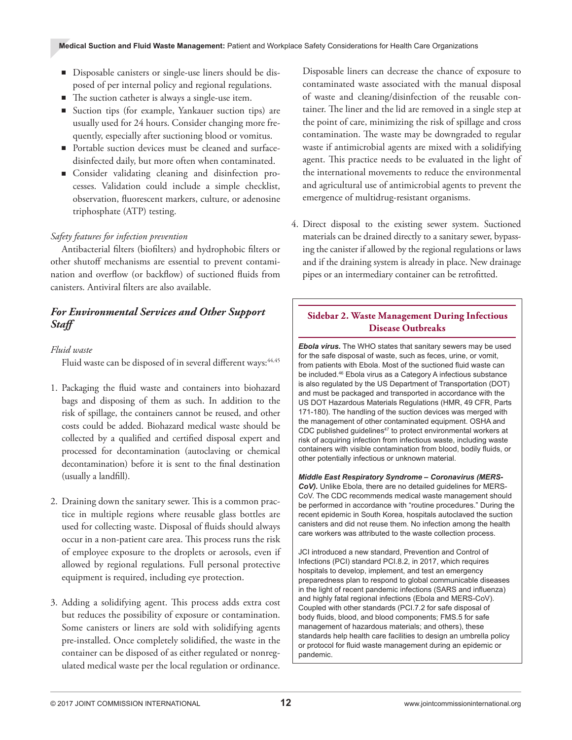- Disposable canisters or single-use liners should be disposed of per internal policy and regional regulations.
- The suction catheter is always a single-use item.
- Suction tips (for example, Yankauer suction tips) are usually used for 24 hours. Consider changing more frequently, especially after suctioning blood or vomitus.
- Portable suction devices must be cleaned and surface-disinfected daily, but more often when contaminated.
- Consider validating cleaning and disinfection processes. Validation could include a simple checklist, observation, fluorescent markers, culture, or adenosine triphosphate (ATP) testing.

*Safety features for infection prevention*

Antibacterial filters (biofilters) and hydrophobic filters or other shutoff mechanisms are essential to prevent contamination and overflow (or backflow) of suctioned fluids from canisters. Antiviral filters are also available.

### *For Environmental Services and Other Support Staff*

*Fluid waste*

Fluid waste can be disposed of in several different ways:[44,45]

1. Packaging the fluid waste and containers into biohazard bags and disposing of them as such. In addition to the risk of spillage, the containers cannot be reused, and other costs could be added. Biohazard medical waste should be collected by a qualified and certified disposal expert and processed for decontamination (autoclaving or chemical decontamination) before it is sent to the final destination (usually a landfill).

2. Draining down the sanitary sewer. This is a common practice in multiple regions where reusable glass bottles are used for collecting waste. Disposal of fluids should always occur in a non-patient care area. This process runs the risk of employee exposure to the droplets or aerosols, even if allowed by regional regulations. Full personal protective equipment is required, including eye protection.

3. Adding a solidifying agent. This process adds extra cost but reduces the possibility of exposure or contamination. Some canisters or liners are sold with solidifying agents pre-installed. Once completely solidified, the waste in the container can be disposed of as either regulated or nonregulated medical waste per the local regulation or ordinance. Disposable liners can decrease the chance of exposure to contaminated waste associated with the manual disposal of waste and cleaning/disinfection of the reusable container. The liner and the lid are removed in a single step at the point of care, minimizing the risk of spillage and cross contamination. The waste may be downgraded to regular waste if antimicrobial agents are mixed with a solidifying agent. This practice needs to be evaluated in the light of the international movements to reduce the environmental and agricultural use of antimicrobial agents to prevent the emergence of multidrug-resistant organisms.

4. Direct disposal to the existing sewer system. Suctioned materials can be drained directly to a sanitary sewer, bypassing the canister if allowed by the regional regulations or laws and if the draining system is already in place. New drainage pipes or an intermediary container can be retrofitted.

#### Sidebar 2. Waste Management During Infectious Disease Outbreaks

***Ebola virus.*** The WHO states that sanitary sewers may be used for the safe disposal of waste, such as feces, urine, or vomit, from patients with Ebola. Most of the suctioned fluid waste can be included.[46] Ebola virus as a Category A infectious substance is also regulated by the US Department of Transportation (DOT) and must be packaged and transported in accordance with the US DOT Hazardous Materials Regulations (HMR, 49 CFR, Parts 171-180). The handling of the suction devices was merged with the management of other contaminated equipment. OSHA and CDC published guidelines[47] to protect environmental workers at risk of acquiring infection from infectious waste, including waste containers with visible contamination from blood, bodily fluids, or other potentially infectious or unknown material.

***Middle East Respiratory Syndrome – Coronavirus (MERS-CoV).*** Unlike Ebola, there are no detailed guidelines for MERS-CoV. The CDC recommends medical waste management should be performed in accordance with "routine procedures." During the recent epidemic in South Korea, hospitals autoclaved the suction canisters and did not reuse them. No infection among the health care workers was attributed to the waste collection process.

JCI introduced a new standard, Prevention and Control of Infections (PCI) standard PCI.8.2, in 2017, which requires hospitals to develop, implement, and test an emergency preparedness plan to respond to global communicable diseases in the light of recent pandemic infections (SARS and influenza) and highly fatal regional infections (Ebola and MERS-CoV). Coupled with other standards (PCI.7.2 for safe disposal of body fluids, blood, and blood components; FMS.5 for safe management of hazardous materials; and others), these standards help health care facilities to design an umbrella policy or protocol for fluid waste management during an epidemic or pandemic.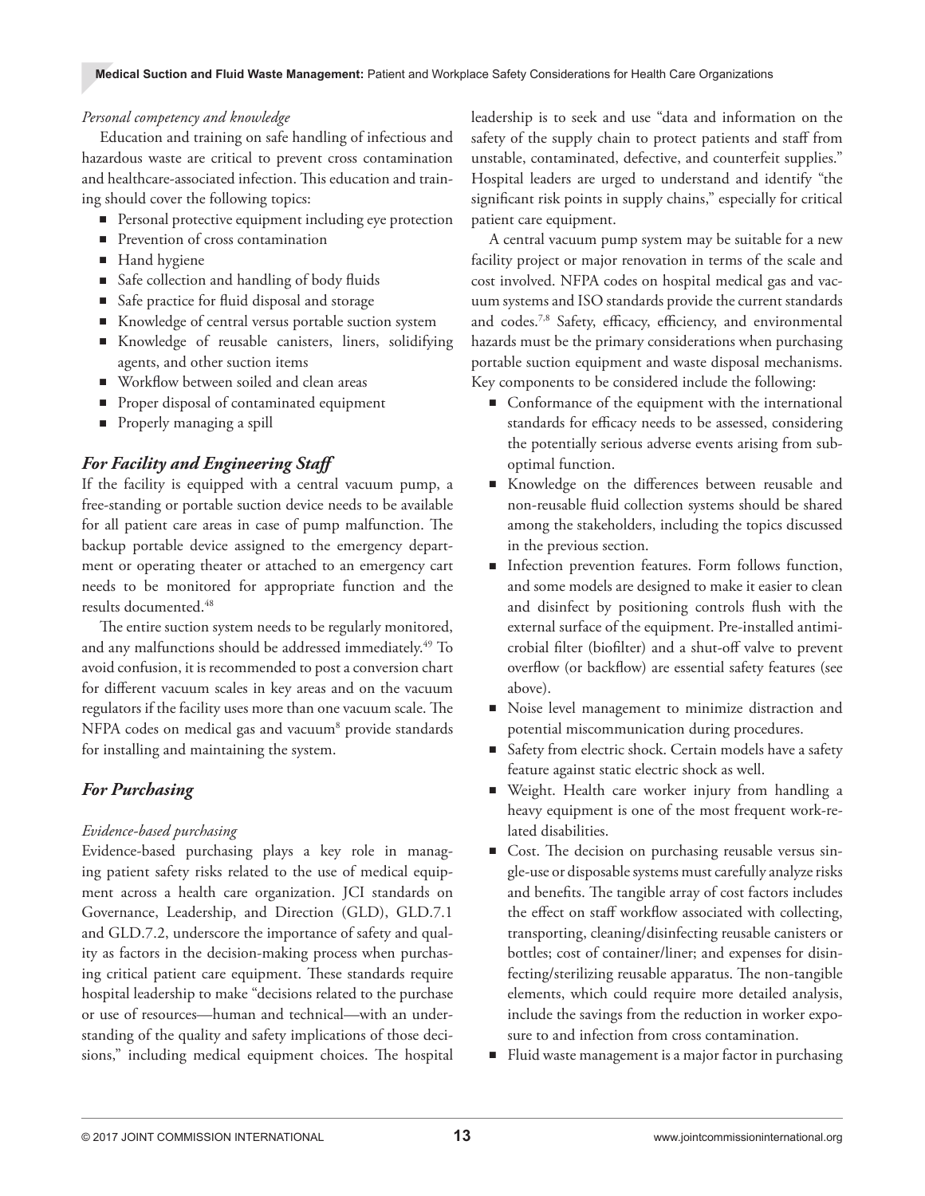*Personal competency and knowledge*

Education and training on safe handling of infectious and hazardous waste are critical to prevent cross contamination and healthcare-associated infection. This education and training should cover the following topics:

- Personal protective equipment including eye protection
- Prevention of cross contamination
- Hand hygiene
- Safe collection and handling of body fluids
- Safe practice for fluid disposal and storage
- Knowledge of central versus portable suction system
- Knowledge of reusable canisters, liners, solidifying agents, and other suction items
- Workflow between soiled and clean areas
- Proper disposal of contaminated equipment
- Properly managing a spill

### *For Facility and Engineering Staff*

If the facility is equipped with a central vacuum pump, a free-standing or portable suction device needs to be available for all patient care areas in case of pump malfunction. The backup portable device assigned to the emergency department or operating theater or attached to an emergency cart needs to be monitored for appropriate function and the results documented.[48]

The entire suction system needs to be regularly monitored, and any malfunctions should be addressed immediately.[49] To avoid confusion, it is recommended to post a conversion chart for different vacuum scales in key areas and on the vacuum regulators if the facility uses more than one vacuum scale. The NFPA codes on medical gas and vacuum[8] provide standards for installing and maintaining the system.

### *For Purchasing*

*Evidence-based purchasing*

Evidence-based purchasing plays a key role in managing patient safety risks related to the use of medical equipment across a health care organization. JCI standards on Governance, Leadership, and Direction (GLD), GLD.7.1 and GLD.7.2, underscore the importance of safety and quality as factors in the decision-making process when purchasing critical patient care equipment. These standards require hospital leadership to make "decisions related to the purchase or use of resources—human and technical—with an understanding of the quality and safety implications of those decisions," including medical equipment choices. The hospital leadership is to seek and use "data and information on the safety of the supply chain to protect patients and staff from unstable, contaminated, defective, and counterfeit supplies." Hospital leaders are urged to understand and identify "the significant risk points in supply chains," especially for critical patient care equipment.

A central vacuum pump system may be suitable for a new facility project or major renovation in terms of the scale and cost involved. NFPA codes on hospital medical gas and vacuum systems and ISO standards provide the current standards and codes.[7,8] Safety, efficacy, efficiency, and environmental hazards must be the primary considerations when purchasing portable suction equipment and waste disposal mechanisms. Key components to be considered include the following:

- Conformance of the equipment with the international standards for efficacy needs to be assessed, considering the potentially serious adverse events arising from suboptimal function.
- Knowledge on the differences between reusable and non-reusable fluid collection systems should be shared among the stakeholders, including the topics discussed in the previous section.
- Infection prevention features. Form follows function, and some models are designed to make it easier to clean and disinfect by positioning controls flush with the external surface of the equipment. Pre-installed antimicrobial filter (biofilter) and a shut-off valve to prevent overflow (or backflow) are essential safety features (see above).
- Noise level management to minimize distraction and potential miscommunication during procedures.
- Safety from electric shock. Certain models have a safety feature against static electric shock as well.
- Weight. Health care worker injury from handling a heavy equipment is one of the most frequent work-related disabilities.
- Cost. The decision on purchasing reusable versus single-use or disposable systems must carefully analyze risks and benefits. The tangible array of cost factors includes the effect on staff workflow associated with collecting, transporting, cleaning/disinfecting reusable canisters or bottles; cost of container/liner; and expenses for disinfecting/sterilizing reusable apparatus. The non-tangible elements, which could require more detailed analysis, include the savings from the reduction in worker exposure to and infection from cross contamination.
- Fluid waste management is a major factor in purchasing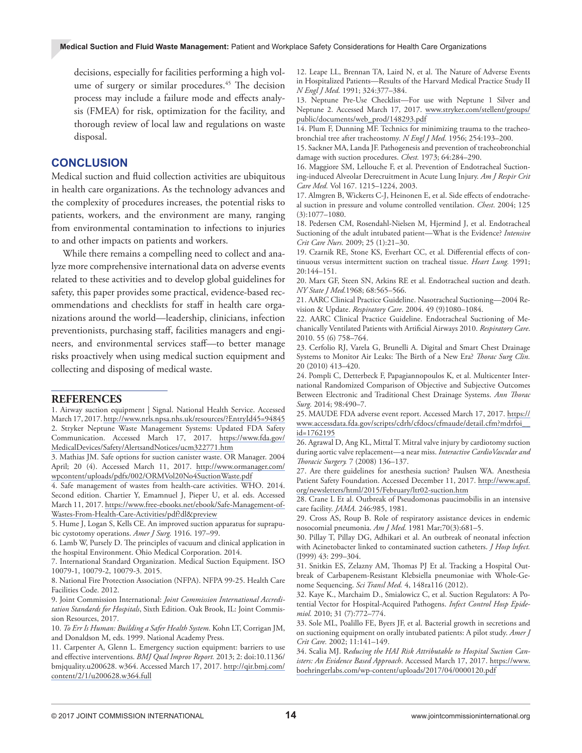decisions, especially for facilities performing a high volume of surgery or similar procedures.[45] The decision process may include a failure mode and effects analysis (FMEA) for risk, optimization for the facility, and thorough review of local law and regulations on waste disposal.

## CONCLUSION

Medical suction and fluid collection activities are ubiquitous in health care organizations. As the technology advances and the complexity of procedures increases, the potential risks to patients, workers, and the environment are many, ranging from environmental contamination to infections to injuries to and other impacts on patients and workers.

While there remains a compelling need to collect and analyze more comprehensive international data on adverse events related to these activities and to develop global guidelines for safety, this paper provides some practical, evidence-based recommendations and checklists for staff in health care organizations around the world—leadership, clinicians, infection preventionists, purchasing staff, facilities managers and engineers, and environmental services staff—to better manage risks proactively when using medical suction equipment and collecting and disposing of medical waste.

## REFERENCES

1. Airway suction equipment | Signal. National Health Service. Accessed March 17, 2017. http://www.nrls.npsa.nhs.uk/resources/?EntryId45=94845
2. Stryker Neptune Waste Management Systems: Updated FDA Safety Communication. Accessed March 17, 2017. https://www.fda.gov/MedicalDevices/Safety/AlertsandNotices/ucm322771.htm
3. Mathias JM. Safe options for suction canister waste. OR Manager. 2004 April; 20 (4). Accessed March 11, 2017. http://www.ormanager.com/wpcontent/uploads/pdfx/002/ORMVol20No4SuctionWaste.pdf
4. Safe management of wastes from health-care activities. WHO. 2014. Second edition. Chartier Y, Emamnuel J, Pieper U, et al. eds. Accessed March 11, 2017. https://www.free-ebooks.net/ebook/Safe-Management-of-Wastes-From-Health-Care-Activities/pdf?dl&preview
5. Hume J, Logan S, Kells CE. An improved suction apparatus for suprapubic cystotomy operations. *Amer J Surg.* 1916. 197–99.
6. Lamb W, Pursely D. The principles of vacuum and clinical application in the hospital Environment. Ohio Medical Corporation. 2014.
7. International Standard Organization. Medical Suction Equipment. ISO 10079-1, 10079-2, 10079-3. 2015.
8. National Fire Protection Association (NFPA). NFPA 99-25. Health Care Facilities Code. 2012.
9. Joint Commission International: *Joint Commission International Accreditation Standards for Hospitals*, Sixth Edition. Oak Brook, IL: Joint Commission Resources, 2017.
10. *To Err Is Human: Building a Safer Health System.* Kohn LT, Corrigan JM, and Donaldson M, eds. 1999. National Academy Press.
11. Carpenter A, Glenn L. Emergency suction equipment: barriers to use and effective interventions. *BMJ Qual Improv Report.* 2013; 2: doi:10.1136/bmjquality.u200628. w364. Accessed March 17, 2017. http://qir.bmj.com/content/2/1/u200628.w364.full
12. Leape LL, Brennan TA, Laird N, et al. The Nature of Adverse Events in Hospitalized Patients—Results of the Harvard Medical Practice Study II *N Engl J Med.* 1991; 324:377–384.
13. Neptune Pre-Use Checklist—For use with Neptune 1 Silver and Neptune 2. Accessed March 17, 2017. www.stryker.com/stellent/groups/public/documents/web_prod/148293.pdf
14. Plum F, Dunning MF. Technics for minimizing trauma to the tracheobronchial tree after tracheostomy. *N Engl J Med.* 1956; 254:193–200.
15. Sackner MA, Landa JF. Pathogenesis and prevention of tracheobronchial damage with suction procedures. *Chest.* 1973; 64:284–290.
16. Maggiore SM, Lellouche F, et al. Prevention of Endotracheal Suctioning-induced Alveolar Derecruitment in Acute Lung Injury. *Am J Respir Crit Care Med.* Vol 167. 1215–1224, 2003.
17. Almgren B, Wickerts C-J, Heinonen E, et al. Side effects of endotracheal suction in pressure and volume controlled ventilation. *Chest*. 2004; 125 (3):1077–1080.
18. Pedersen CM, Rosendahl-Nielsen M, Hjermind J, et al. Endotracheal Suctioning of the adult intubated patient—What is the Evidence? *Intensive Crit Care Nurs.* 2009; 25 (1):21–30.
19. Czarnik RE, Stone KS, Everhart CC, et al. Differential effects of continuous versus intermittent suction on tracheal tissue. *Heart Lung.* 1991; 20:144–151.
20. Marx GF, Steen SN, Arkins RE et al. Endotracheal suction and death. *NY State J Med.*1968; 68:565–566.
21. AARC Clinical Practice Guideline. Nasotracheal Suctioning—2004 Revision & Update. *Respiratory Care*. 2004. 49 (9)1080–1084.
22. AARC Clinical Practice Guideline. Endotracheal Suctioning of Mechanically Ventilated Patients with Artificial Airways 2010. *Respiratory Care*. 2010. 55 (6) 758–764.
23. Cerfolio RJ, Varela G, Brunelli A. Digital and Smart Chest Drainage Systems to Monitor Air Leaks: The Birth of a New Era? *Thorac Surg Clin.* 20 (2010) 413–420.
24. Pompli C, Detterbeck F, Papagiannopoulos K, et al. Multicenter International Randomized Comparison of Objective and Subjective Outcomes Between Electronic and Traditional Chest Drainage Systems. *Ann Thorac Surg.* 2014; 98:490–7.
25. MAUDE FDA adverse event report. Accessed March 17, 2017. https://www.accessdata.fda.gov/scripts/cdrh/cfdocs/cfmaude/detail.cfm?mdrfoi__id=1762195
26. Agrawal D, Ang KL, Mittal T. Mitral valve injury by cardiotomy suction during aortic valve replacement—a near miss. *Interactive CardioVascular and Thoracic Surgery.* 7 (2008) 136–137.
27. Are there guidelines for anesthesia suction? Paulsen WA. Anesthesia Patient Safety Foundation. Accessed December 11, 2017. http://www.apsf.org/newsletters/html/2015/February/ltr02-suction.htm
28. Crane L Et al. Outbreak of Pseudomonas paucimobilis in an intensive care facility. *JAMA.* 246:985, 1981.
29. Cross AS, Roup B. Role of respiratory assistance devices in endemic nosocomial pneumonia. *Am J Med.* 1981 Mar;70(3):681–5.
30. Pillay T, Pillay DG, Adhikari et al. An outbreak of neonatal infection with Acinetobacter linked to contaminated suction catheters. *J Hosp Infect.* (I999) 43: 299–304.
31. Snitkin ES, Zelazny AM, Thomas PJ Et al. Tracking a Hospital Outbreak of Carbapenem-Resistant Klebsiella pneumoniae with Whole-Genome Sequencing. *Sci Transl Med.* 4, 148ra116 (2012).
32. Kaye K., Marchaim D., Smialowicz C, et al. Suction Regulators: A Potential Vector for Hospital-Acquired Pathogens. *Infect Control Hosp Epidemiol.* 2010; 31 (7):772–774.
33. Sole ML, Poalillo FE, Byers JF, et al. Bacterial growth in secretions and on suctioning equipment on orally intubated patients: A pilot study. *Amer J Crit Care.* 2002; 11:141–149.
34. Scalia MJ. R*educing the HAI Risk Attributable to Hospital Suction Canisters: An Evidence Based Approach*. Accessed March 17, 2017. https://www.boehringerlabs.com/wp-content/uploads/2017/04/0000120.pdf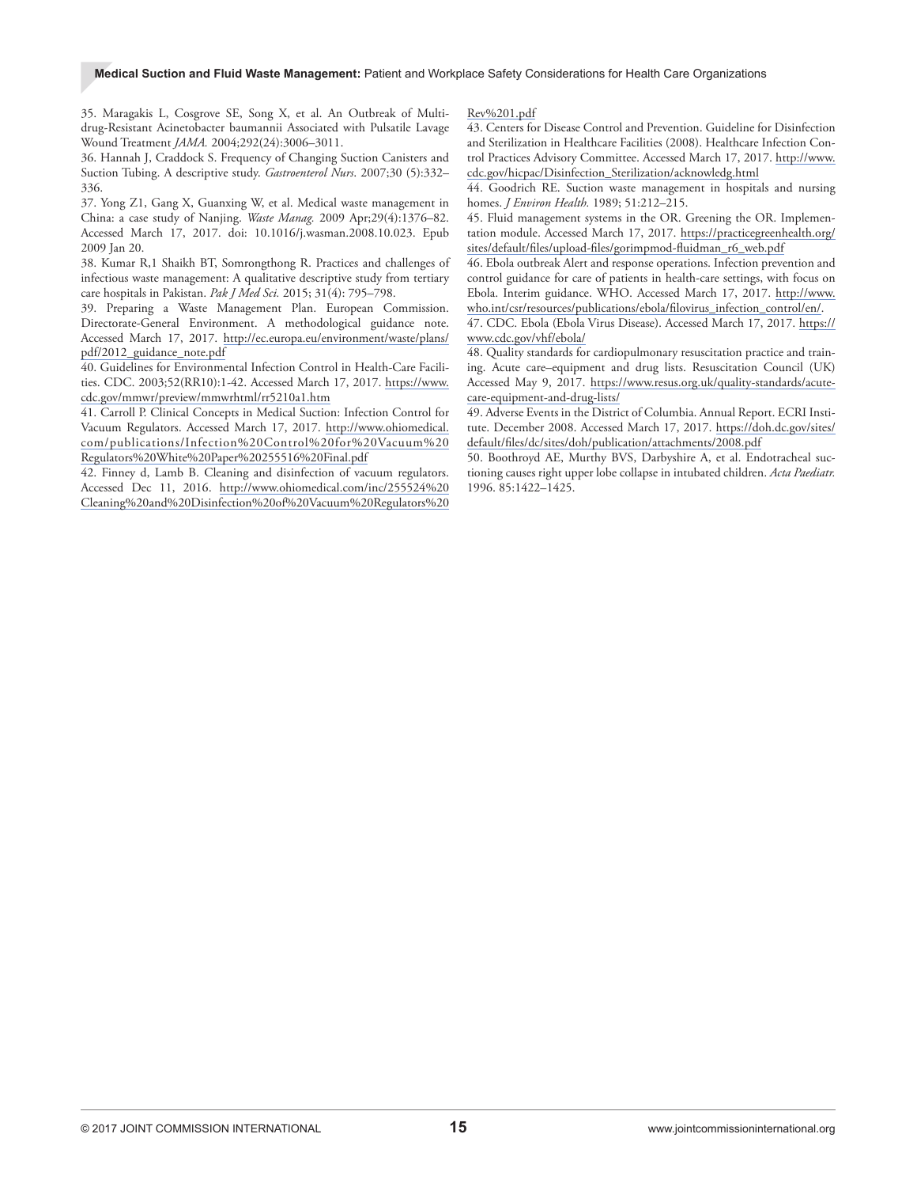35. Maragakis L, Cosgrove SE, Song X, et al. An Outbreak of Multidrug-Resistant Acinetobacter baumannii Associated with Pulsatile Lavage Wound Treatment *JAMA.* 2004;292(24):3006–3011.

36. Hannah J, Craddock S. Frequency of Changing Suction Canisters and Suction Tubing. A descriptive study. *Gastroenterol Nurs*. 2007;30 (5):332–336.

37. Yong Z1, Gang X, Guanxing W, et al. Medical waste management in China: a case study of Nanjing. *Waste Manag.* 2009 Apr;29(4):1376–82. Accessed March 17, 2017. doi: 10.1016/j.wasman.2008.10.023. Epub 2009 Jan 20.

38. Kumar R,1 Shaikh BT, Somrongthong R. Practices and challenges of infectious waste management: A qualitative descriptive study from tertiary care hospitals in Pakistan. *Pak J Med Sci.* 2015; 31(4): 795–798.

39. Preparing a Waste Management Plan. European Commission. Directorate-General Environment. A methodological guidance note. Accessed March 17, 2017. http://ec.europa.eu/environment/waste/plans/pdf/2012_guidance_note.pdf

40. Guidelines for Environmental Infection Control in Health-Care Facilities. CDC. 2003;52(RR10):1-42. Accessed March 17, 2017. https://www.cdc.gov/mmwr/preview/mmwrhtml/rr5210a1.htm

41. Carroll P. Clinical Concepts in Medical Suction: Infection Control for Vacuum Regulators. Accessed March 17, 2017. http://www.ohiomedical.com/publications/Infection%20Control%20for%20Vacuum%20Regulators%20White%20Paper%20255516%20Final.pdf

42. Finney d, Lamb B. Cleaning and disinfection of vacuum regulators. Accessed Dec 11, 2016. http://www.ohiomedical.com/inc/255524%20Cleaning%20and%20Disinfection%20of%20Vacuum%20Regulators%20Rev%201.pdf

43. Centers for Disease Control and Prevention. Guideline for Disinfection and Sterilization in Healthcare Facilities (2008). Healthcare Infection Control Practices Advisory Committee. Accessed March 17, 2017. http://www.cdc.gov/hicpac/Disinfection_Sterilization/acknowledg.html

44. Goodrich RE. Suction waste management in hospitals and nursing homes. *J Environ Health.* 1989; 51:212–215.

45. Fluid management systems in the OR. Greening the OR. Implementation module. Accessed March 17, 2017. https://practicegreenhealth.org/sites/default/files/upload-files/gorimpmod-fluidman_r6_web.pdf

46. Ebola outbreak Alert and response operations. Infection prevention and control guidance for care of patients in health-care settings, with focus on Ebola. Interim guidance. WHO. Accessed March 17, 2017. http://www.who.int/csr/resources/publications/ebola/filovirus_infection_control/en/.

47. CDC. Ebola (Ebola Virus Disease). Accessed March 17, 2017. https://www.cdc.gov/vhf/ebola/

48. Quality standards for cardiopulmonary resuscitation practice and training. Acute care–equipment and drug lists. Resuscitation Council (UK) Accessed May 9, 2017. https://www.resus.org.uk/quality-standards/acute-care-equipment-and-drug-lists/

49. Adverse Events in the District of Columbia. Annual Report. ECRI Institute. December 2008. Accessed March 17, 2017. https://doh.dc.gov/sites/default/files/dc/sites/doh/publication/attachments/2008.pdf

50. Boothroyd AE, Murthy BVS, Darbyshire A, et al. Endotracheal suctioning causes right upper lobe collapse in intubated children. *Acta Paediatr.* 1996. 85:1422–1425.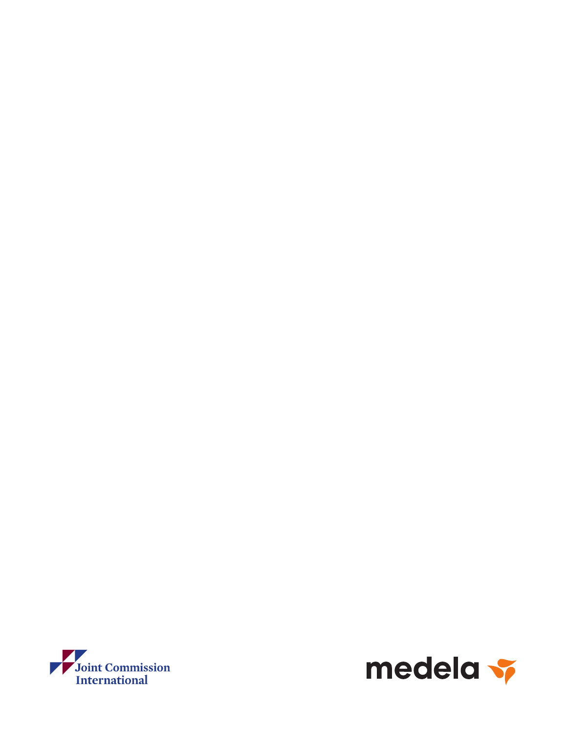Joint Commission International

medela